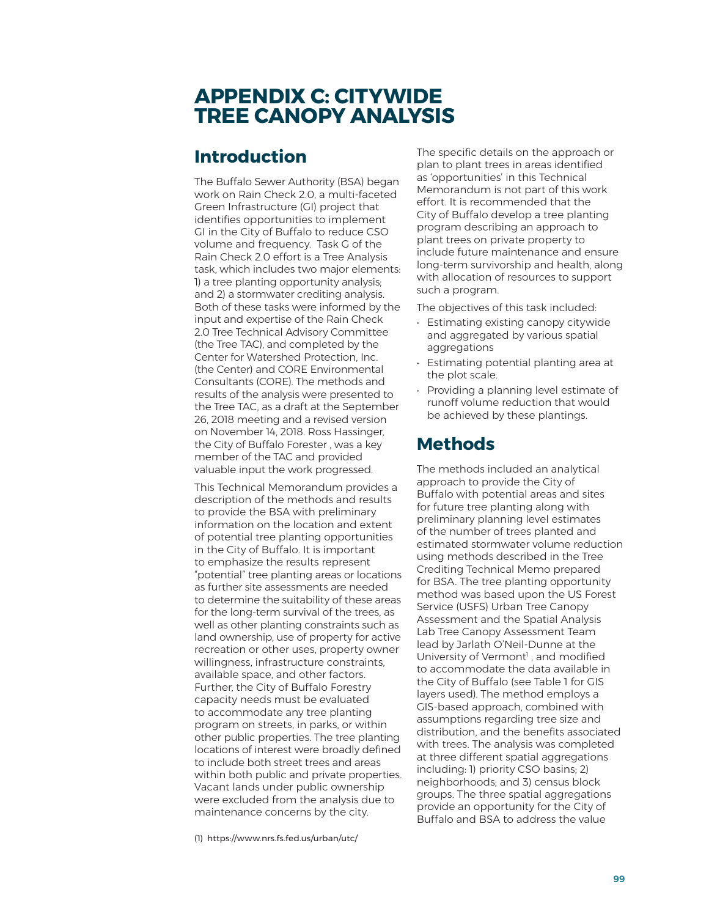# APPENDIX C: CITYWIDE TREE CANOPY ANALYSIS

## Introduction

The Buffalo Sewer Authority (BSA) began work on Rain Check 2.0, a multi-faceted Green Infrastructure (GI) project that identifies opportunities to implement GI in the City of Buffalo to reduce CSO volume and frequency. Task G of the Rain Check 2.0 effort is a Tree Analysis task, which includes two major elements: 1) a tree planting opportunity analysis; and 2) a stormwater crediting analysis. Both of these tasks were informed by the input and expertise of the Rain Check 2.0 Tree Technical Advisory Committee (the Tree TAC), and completed by the Center for Watershed Protection, Inc. (the Center) and CORE Environmental Consultants (CORE). The methods and results of the analysis were presented to the Tree TAC, as a draft at the September 26, 2018 meeting and a revised version on November 14, 2018. Ross Hassinger, the City of Buffalo Forester , was a key member of the TAC and provided valuable input the work progressed.

This Technical Memorandum provides a description of the methods and results to provide the BSA with preliminary information on the location and extent of potential tree planting opportunities in the City of Buffalo. It is important to emphasize the results represent "potential" tree planting areas or locations as further site assessments are needed to determine the suitability of these areas for the long-term survival of the trees, as well as other planting constraints such as land ownership, use of property for active recreation or other uses, property owner willingness, infrastructure constraints, available space, and other factors. Further, the City of Buffalo Forestry capacity needs must be evaluated to accommodate any tree planting program on streets, in parks, or within other public properties. The tree planting locations of interest were broadly defined to include both street trees and areas within both public and private properties. Vacant lands under public ownership were excluded from the analysis due to maintenance concerns by the city.

The specific details on the approach or plan to plant trees in areas identified as 'opportunities' in this Technical Memorandum is not part of this work effort. It is recommended that the City of Buffalo develop a tree planting program describing an approach to plant trees on private property to include future maintenance and ensure long-term survivorship and health, along with allocation of resources to support such a program.

The objectives of this task included:

- Estimating existing canopy citywide and aggregated by various spatial aggregations
- Estimating potential planting area at the plot scale.
- Providing a planning level estimate of runoff volume reduction that would be achieved by these plantings.

## Methods

The methods included an analytical approach to provide the City of Buffalo with potential areas and sites for future tree planting along with preliminary planning level estimates of the number of trees planted and estimated stormwater volume reduction using methods described in the Tree Crediting Technical Memo prepared for BSA. The tree planting opportunity method was based upon the US Forest Service (USFS) Urban Tree Canopy Assessment and the Spatial Analysis Lab Tree Canopy Assessment Team lead by Jarlath O'Neil-Dunne at the University of Vermont[1] , and modified to accommodate the data available in the City of Buffalo (see Table 1 for GIS layers used). The method employs a GIS-based approach, combined with assumptions regarding tree size and distribution, and the benefits associated with trees. The analysis was completed at three different spatial aggregations including: 1) priority CSO basins; 2) neighborhoods; and 3) census block groups. The three spatial aggregations provide an opportunity for the City of Buffalo and BSA to address the value

(1) https://www.nrs.fs.fed.us/urban/utc/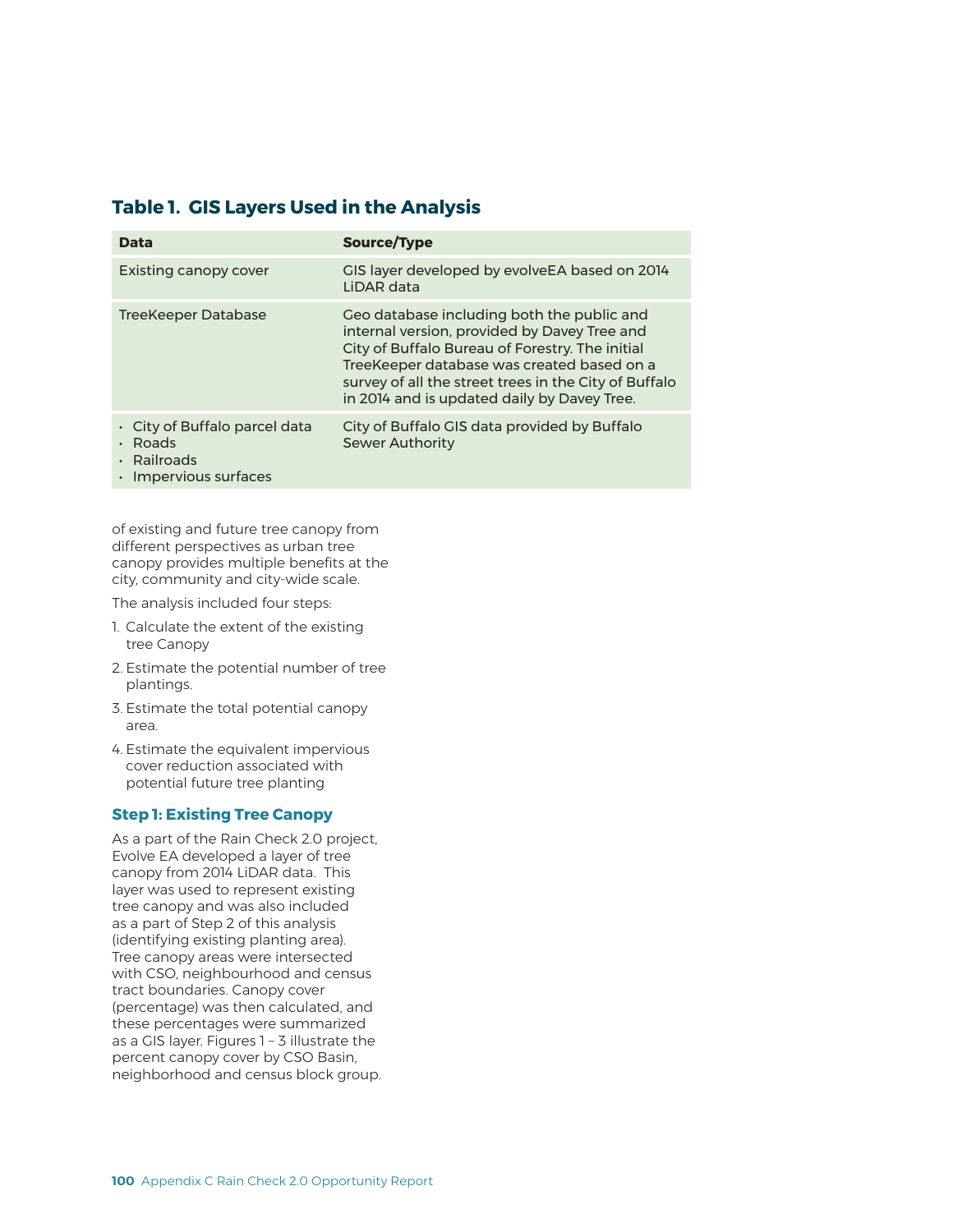## Table 1. GIS Layers Used in the Analysis

| Data | Source/Type |
|---|---|
| Existing canopy cover | GIS layer developed by evolveEA based on 2014 LiDAR data |
| TreeKeeper Database | Geo database including both the public and internal version, provided by Davey Tree and City of Buffalo Bureau of Forestry. The initial TreeKeeper database was created based on a survey of all the street trees in the City of Buffalo in 2014 and is updated daily by Davey Tree. |
| • City of Buffalo parcel data<br>• Roads<br>• Railroads<br>• Impervious surfaces | City of Buffalo GIS data provided by Buffalo Sewer Authority |

of existing and future tree canopy from different perspectives as urban tree canopy provides multiple benefits at the city, community and city-wide scale.

The analysis included four steps:

1. Calculate the extent of the existing tree Canopy
2. Estimate the potential number of tree plantings.
3. Estimate the total potential canopy area.
4. Estimate the equivalent impervious cover reduction associated with potential future tree planting

### Step 1: Existing Tree Canopy

As a part of the Rain Check 2.0 project, Evolve EA developed a layer of tree canopy from 2014 LiDAR data. This layer was used to represent existing tree canopy and was also included as a part of Step 2 of this analysis (identifying existing planting area). Tree canopy areas were intersected with CSO, neighbourhood and census tract boundaries. Canopy cover (percentage) was then calculated, and these percentages were summarized as a GIS layer. Figures 1 – 3 illustrate the percent canopy cover by CSO Basin, neighborhood and census block group.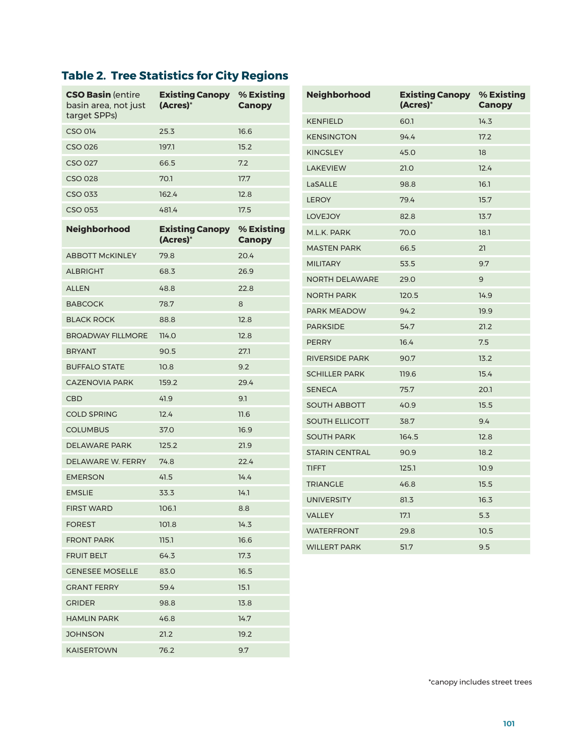## Table 2. Tree Statistics for City Regions

| **CSO Basin** (entire basin area, not just target SPPs) | **Existing Canopy (Acres)*** | **% Existing Canopy** |
|---|---|---|
| CSO 014 | 25.3 | 16.6 |
| CSO 026 | 197.1 | 15.2 |
| CSO 027 | 66.5 | 7.2 |
| CSO 028 | 70.1 | 17.7 |
| CSO 033 | 162.4 | 12.8 |
| CSO 053 | 481.4 | 17.5 |

| **Neighborhood** | **Existing Canopy (Acres)*** | **% Existing Canopy** |
|---|---|---|
| ABBOTT McKINLEY | 79.8 | 20.4 |
| ALBRIGHT | 68.3 | 26.9 |
| ALLEN | 48.8 | 22.8 |
| BABCOCK | 78.7 | 8 |
| BLACK ROCK | 88.8 | 12.8 |
| BROADWAY FILLMORE | 114.0 | 12.8 |
| BRYANT | 90.5 | 27.1 |
| BUFFALO STATE | 10.8 | 9.2 |
| CAZENOVIA PARK | 159.2 | 29.4 |
| CBD | 41.9 | 9.1 |
| COLD SPRING | 12.4 | 11.6 |
| COLUMBUS | 37.0 | 16.9 |
| DELAWARE PARK | 125.2 | 21.9 |
| DELAWARE W. FERRY | 74.8 | 22.4 |
| EMERSON | 41.5 | 14.4 |
| EMSLIE | 33.3 | 14.1 |
| FIRST WARD | 106.1 | 8.8 |
| FOREST | 101.8 | 14.3 |
| FRONT PARK | 115.1 | 16.6 |
| FRUIT BELT | 64.3 | 17.3 |
| GENESEE MOSELLE | 83.0 | 16.5 |
| GRANT FERRY | 59.4 | 15.1 |
| GRIDER | 98.8 | 13.8 |
| HAMLIN PARK | 46.8 | 14.7 |
| JOHNSON | 21.2 | 19.2 |
| KAISERTOWN | 76.2 | 9.7 |
| KENFIELD | 60.1 | 14.3 |
| KENSINGTON | 94.4 | 17.2 |
| KINGSLEY | 45.0 | 18 |
| LAKEVIEW | 21.0 | 12.4 |
| LaSALLE | 98.8 | 16.1 |
| LEROY | 79.4 | 15.7 |
| LOVEJOY | 82.8 | 13.7 |
| M.L.K. PARK | 70.0 | 18.1 |
| MASTEN PARK | 66.5 | 21 |
| MILITARY | 53.5 | 9.7 |
| NORTH DELAWARE | 29.0 | 9 |
| NORTH PARK | 120.5 | 14.9 |
| PARK MEADOW | 94.2 | 19.9 |
| PARKSIDE | 54.7 | 21.2 |
| PERRY | 16.4 | 7.5 |
| RIVERSIDE PARK | 90.7 | 13.2 |
| SCHILLER PARK | 119.6 | 15.4 |
| SENECA | 75.7 | 20.1 |
| SOUTH ABBOTT | 40.9 | 15.5 |
| SOUTH ELLICOTT | 38.7 | 9.4 |
| SOUTH PARK | 164.5 | 12.8 |
| STARIN CENTRAL | 90.9 | 18.2 |
| TIFFT | 125.1 | 10.9 |
| TRIANGLE | 46.8 | 15.5 |
| UNIVERSITY | 81.3 | 16.3 |
| VALLEY | 17.1 | 5.3 |
| WATERFRONT | 29.8 | 10.5 |
| WILLERT PARK | 51.7 | 9.5 |

*canopy includes street trees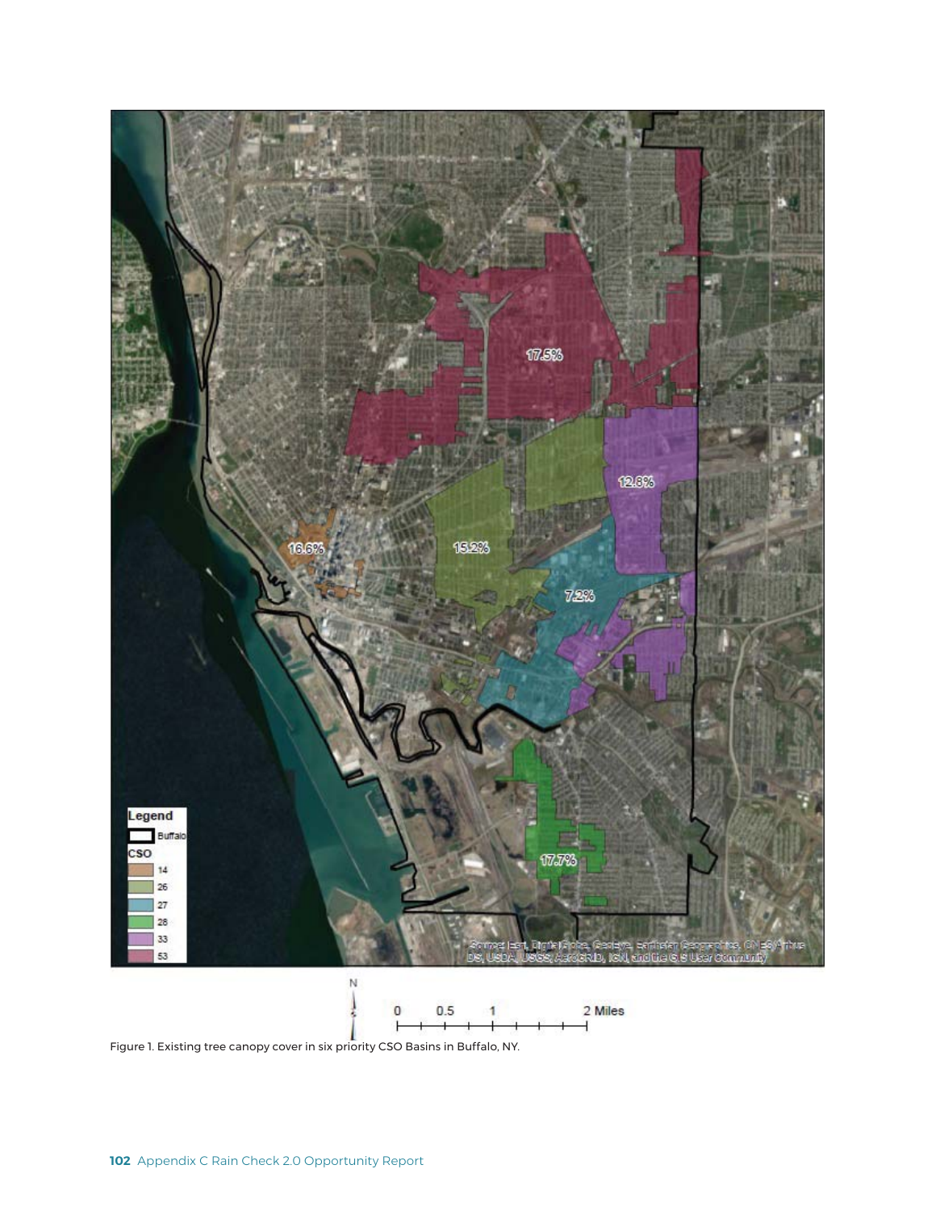Figure 1. Existing tree canopy cover in six priority CSO Basins in Buffalo, NY.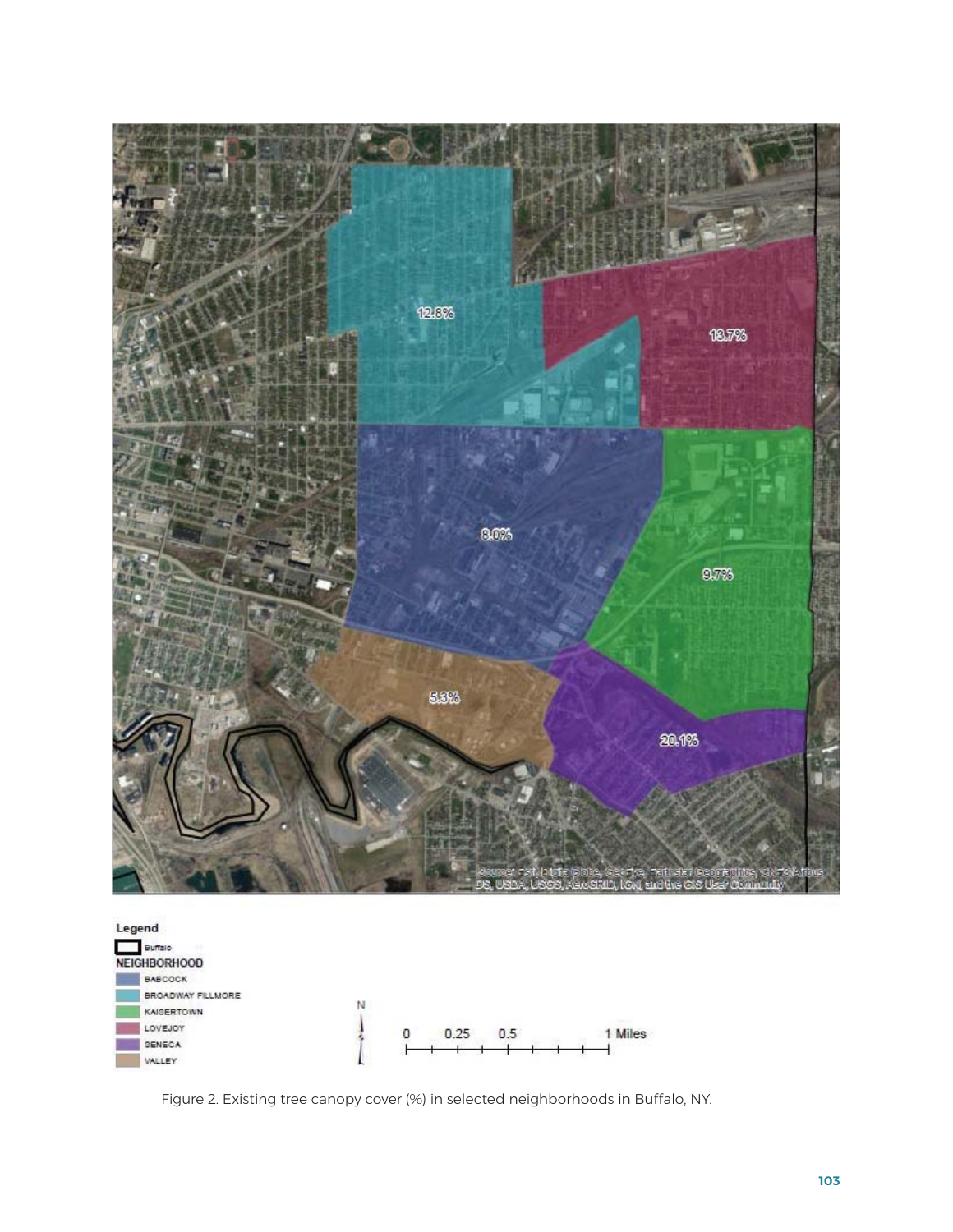Figure 2. Existing tree canopy cover (%) in selected neighborhoods in Buffalo, NY.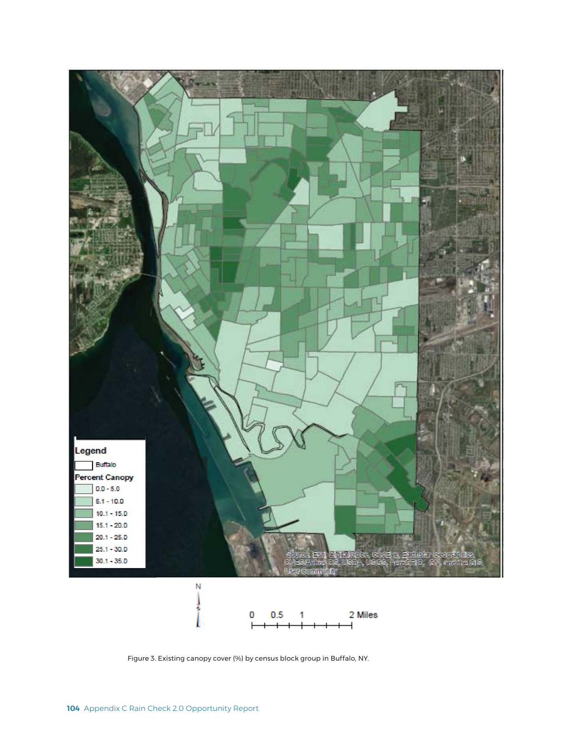Figure 3. Existing canopy cover (%) by census block group in Buffalo, NY.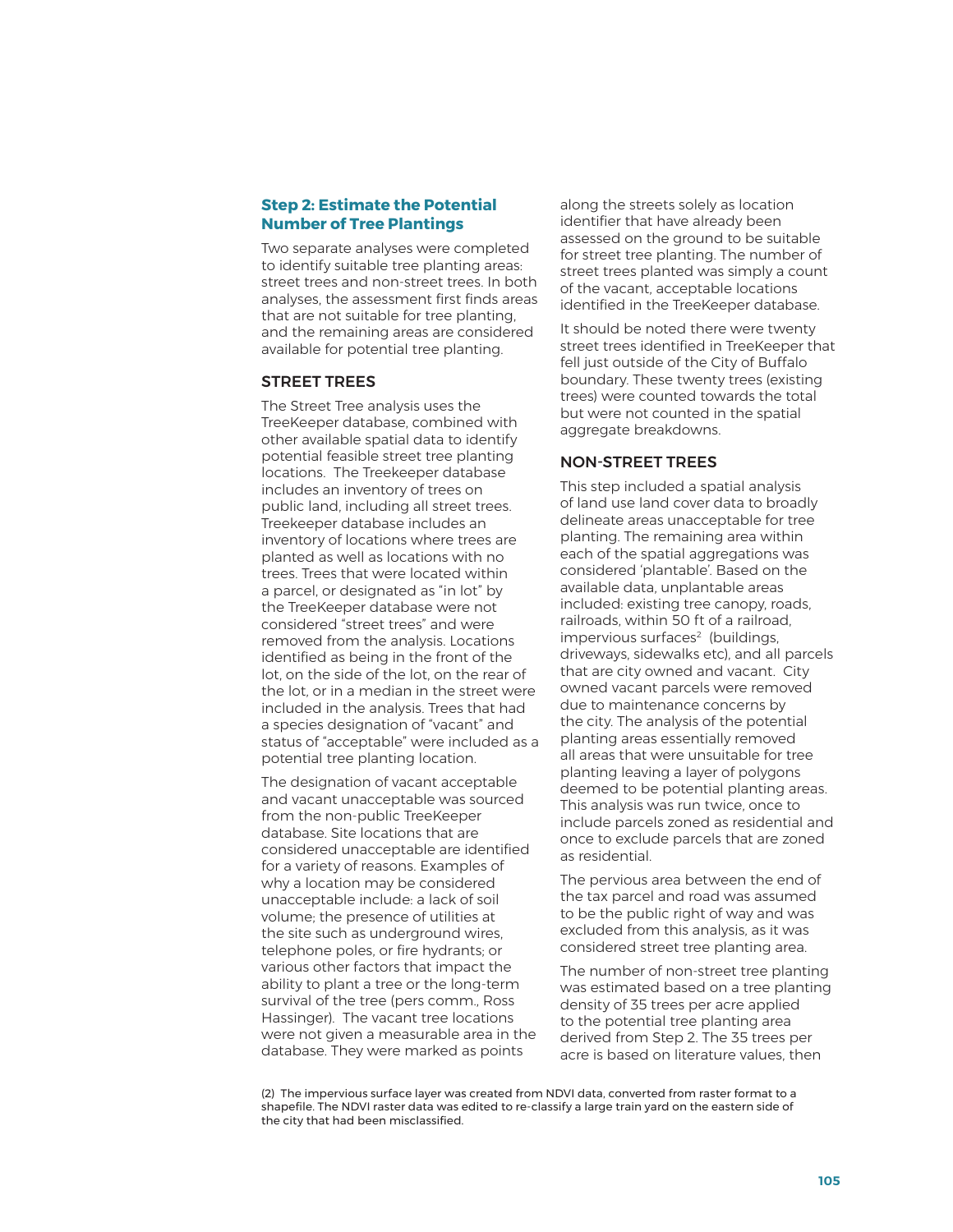## Step 2: Estimate the Potential Number of Tree Plantings

Two separate analyses were completed to identify suitable tree planting areas: street trees and non-street trees. In both analyses, the assessment first finds areas that are not suitable for tree planting, and the remaining areas are considered available for potential tree planting.

### STREET TREES

The Street Tree analysis uses the TreeKeeper database, combined with other available spatial data to identify potential feasible street tree planting locations. The Treekeeper database includes an inventory of trees on public land, including all street trees. Treekeeper database includes an inventory of locations where trees are planted as well as locations with no trees. Trees that were located within a parcel, or designated as "in lot" by the TreeKeeper database were not considered "street trees" and were removed from the analysis. Locations identified as being in the front of the lot, on the side of the lot, on the rear of the lot, or in a median in the street were included in the analysis. Trees that had a species designation of "vacant" and status of "acceptable" were included as a potential tree planting location.

The designation of vacant acceptable and vacant unacceptable was sourced from the non-public TreeKeeper database. Site locations that are considered unacceptable are identified for a variety of reasons. Examples of why a location may be considered unacceptable include: a lack of soil volume; the presence of utilities at the site such as underground wires, telephone poles, or fire hydrants; or various other factors that impact the ability to plant a tree or the long-term survival of the tree (pers comm., Ross Hassinger). The vacant tree locations were not given a measurable area in the database. They were marked as points along the streets solely as location identifier that have already been assessed on the ground to be suitable for street tree planting. The number of street trees planted was simply a count of the vacant, acceptable locations identified in the TreeKeeper database.

It should be noted there were twenty street trees identified in TreeKeeper that fell just outside of the City of Buffalo boundary. These twenty trees (existing trees) were counted towards the total but were not counted in the spatial aggregate breakdowns.

### NON-STREET TREES

This step included a spatial analysis of land use land cover data to broadly delineate areas unacceptable for tree planting. The remaining area within each of the spatial aggregations was considered 'plantable'. Based on the available data, unplantable areas included: existing tree canopy, roads, railroads, within 50 ft of a railroad, impervious surfaces[2] (buildings, driveways, sidewalks etc), and all parcels that are city owned and vacant. City owned vacant parcels were removed due to maintenance concerns by the city. The analysis of the potential planting areas essentially removed all areas that were unsuitable for tree planting leaving a layer of polygons deemed to be potential planting areas. This analysis was run twice, once to include parcels zoned as residential and once to exclude parcels that are zoned as residential.

The pervious area between the end of the tax parcel and road was assumed to be the public right of way and was excluded from this analysis, as it was considered street tree planting area.

The number of non-street tree planting was estimated based on a tree planting density of 35 trees per acre applied to the potential tree planting area derived from Step 2. The 35 trees per acre is based on literature values, then

(2) The impervious surface layer was created from NDVI data, converted from raster format to a shapefile. The NDVI raster data was edited to re-classify a large train yard on the eastern side of the city that had been misclassified.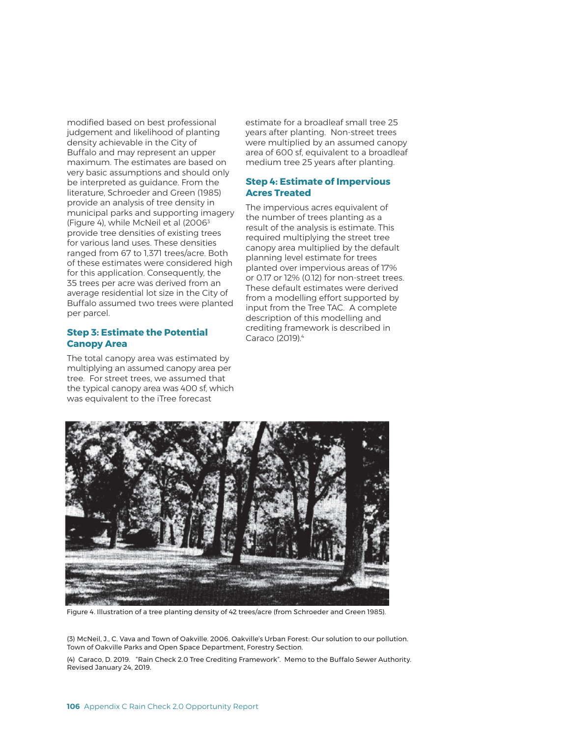modified based on best professional judgement and likelihood of planting density achievable in the City of Buffalo and may represent an upper maximum. The estimates are based on very basic assumptions and should only be interpreted as guidance. From the literature, Schroeder and Green (1985) provide an analysis of tree density in municipal parks and supporting imagery (Figure 4), while McNeil et al (2006[3] provide tree densities of existing trees for various land uses. These densities ranged from 67 to 1,371 trees/acre. Both of these estimates were considered high for this application. Consequently, the 35 trees per acre was derived from an average residential lot size in the City of Buffalo assumed two trees were planted per parcel.

### Step 3: Estimate the Potential Canopy Area

The total canopy area was estimated by multiplying an assumed canopy area per tree. For street trees, we assumed that the typical canopy area was 400 sf, which was equivalent to the iTree forecast estimate for a broadleaf small tree 25 years after planting. Non-street trees were multiplied by an assumed canopy area of 600 sf, equivalent to a broadleaf medium tree 25 years after planting.

### Step 4: Estimate of Impervious Acres Treated

The impervious acres equivalent of the number of trees planting as a result of the analysis is estimate. This required multiplying the street tree canopy area multiplied by the default planning level estimate for trees planted over impervious areas of 17% or 0.17 or 12% (0.12) for non-street trees. These default estimates were derived from a modelling effort supported by input from the Tree TAC. A complete description of this modelling and crediting framework is described in Caraco (2019).[4]

Figure 4. Illustration of a tree planting density of 42 trees/acre (from Schroeder and Green 1985).

(3) McNeil, J., C. Vava and Town of Oakville. 2006. Oakville's Urban Forest: Our solution to our pollution. Town of Oakville Parks and Open Space Department, Forestry Section.

(4) Caraco, D. 2019. "Rain Check 2.0 Tree Crediting Framework". Memo to the Buffalo Sewer Authority. Revised January 24, 2019.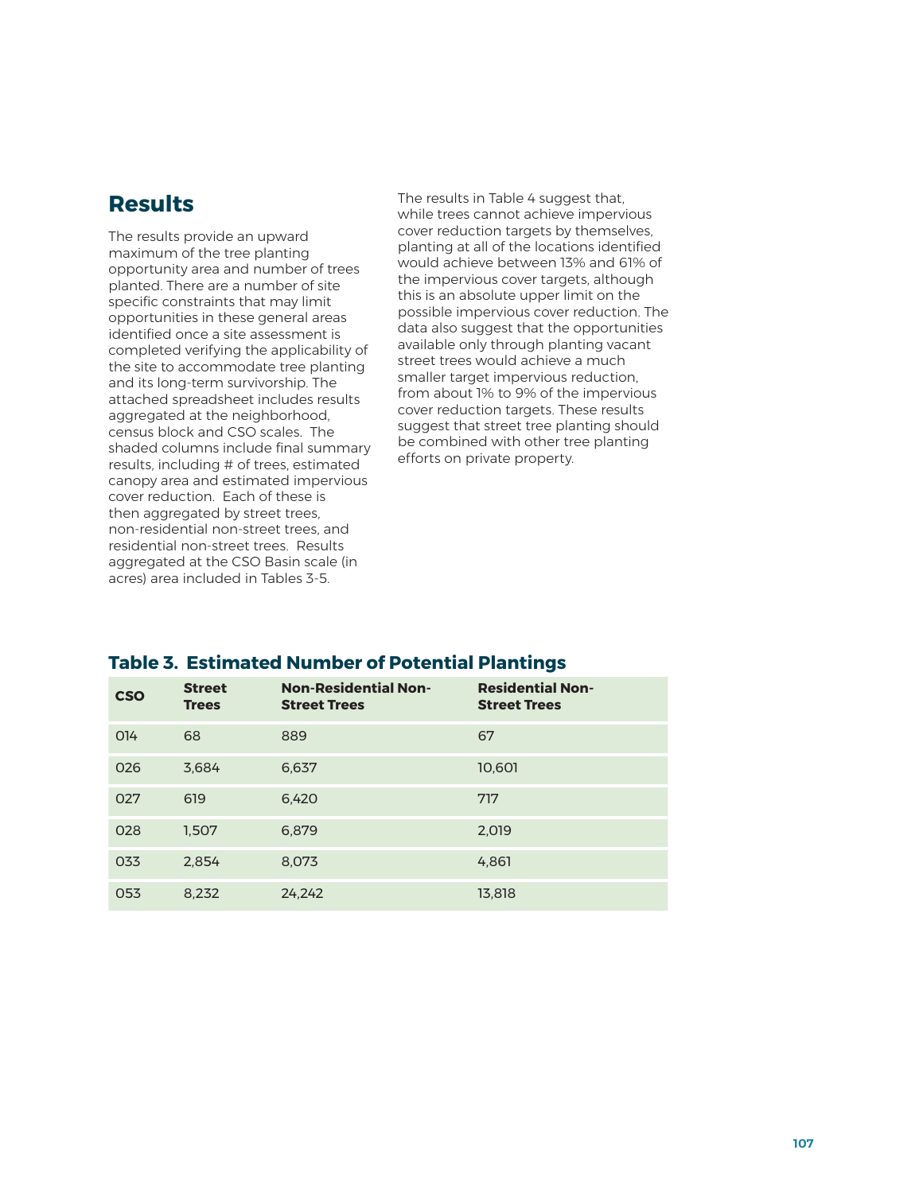## Results

The results provide an upward maximum of the tree planting opportunity area and number of trees planted. There are a number of site specific constraints that may limit opportunities in these general areas identified once a site assessment is completed verifying the applicability of the site to accommodate tree planting and its long-term survivorship. The attached spreadsheet includes results aggregated at the neighborhood, census block and CSO scales. The shaded columns include final summary results, including # of trees, estimated canopy area and estimated impervious cover reduction. Each of these is then aggregated by street trees, non-residential non-street trees, and residential non-street trees. Results aggregated at the CSO Basin scale (in acres) area included in Tables 3-5.

The results in Table 4 suggest that, while trees cannot achieve impervious cover reduction targets by themselves, planting at all of the locations identified would achieve between 13% and 61% of the impervious cover targets, although this is an absolute upper limit on the possible impervious cover reduction. The data also suggest that the opportunities available only through planting vacant street trees would achieve a much smaller target impervious reduction, from about 1% to 9% of the impervious cover reduction targets. These results suggest that street tree planting should be combined with other tree planting efforts on private property.

### Table 3. Estimated Number of Potential Plantings

| CSO | Street Trees | Non-Residential Non-Street Trees | Residential Non-Street Trees |
|---|---|---|---|
| 014 | 68 | 889 | 67 |
| 026 | 3,684 | 6,637 | 10,601 |
| 027 | 619 | 6,420 | 717 |
| 028 | 1,507 | 6,879 | 2,019 |
| 033 | 2,854 | 8,073 | 4,861 |
| 053 | 8,232 | 24,242 | 13,818 |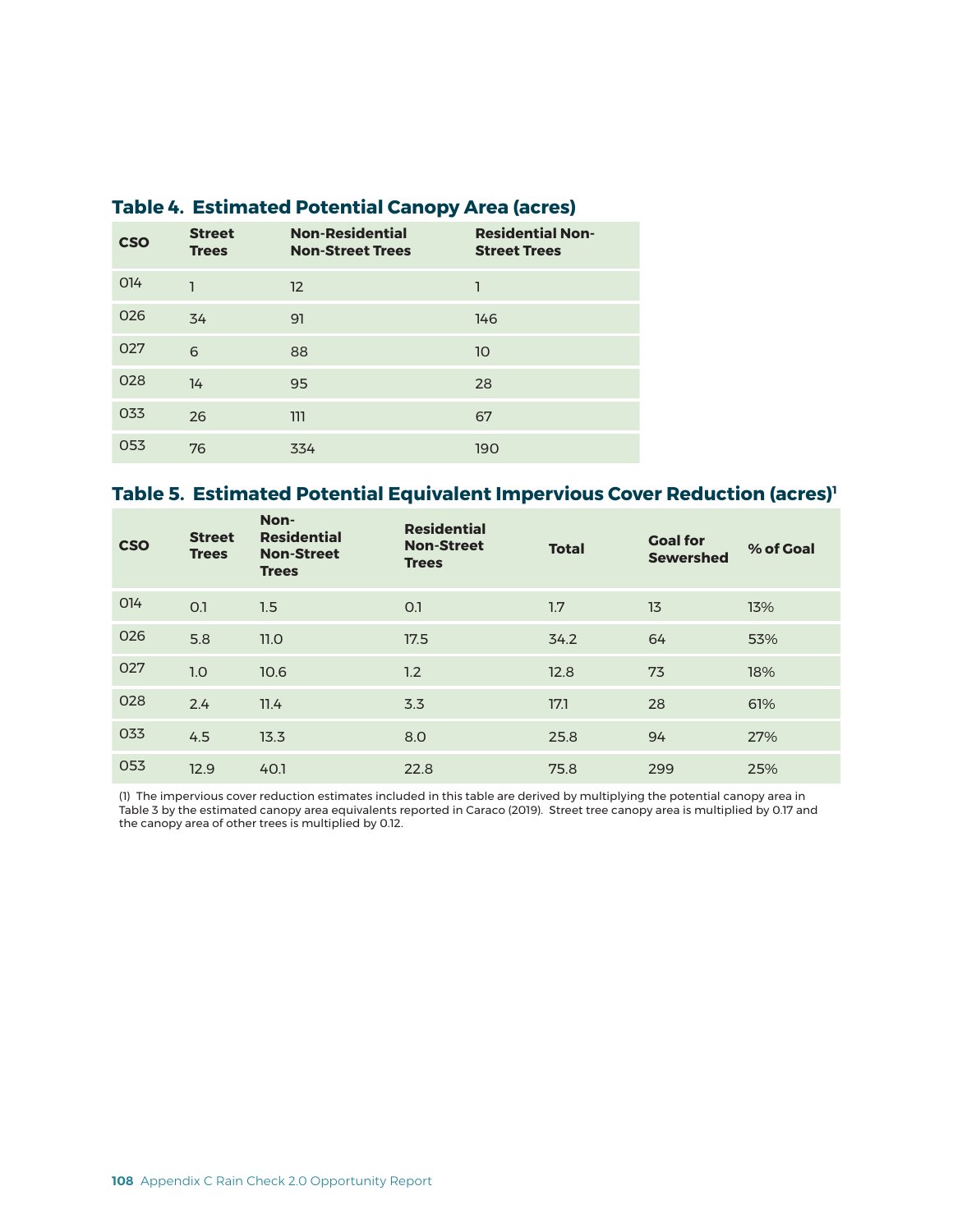## Table 4. Estimated Potential Canopy Area (acres)

| CSO | Street Trees | Non-Residential Non-Street Trees | Residential Non-Street Trees |
|---|---|---|---|
| 014 | 1 | 12 | 1 |
| 026 | 34 | 91 | 146 |
| 027 | 6 | 88 | 10 |
| 028 | 14 | 95 | 28 |
| 033 | 26 | 111 | 67 |
| 053 | 76 | 334 | 190 |

## Table 5. Estimated Potential Equivalent Impervious Cover Reduction (acres)[1]

| CSO | Street Trees | Non-Residential Non-Street Trees | Residential Non-Street Trees | Total | Goal for Sewershed | % of Goal |
|---|---|---|---|---|---|---|
| 014 | 0.1 | 1.5 | 0.1 | 1.7 | 13 | 13% |
| 026 | 5.8 | 11.0 | 17.5 | 34.2 | 64 | 53% |
| 027 | 1.0 | 10.6 | 1.2 | 12.8 | 73 | 18% |
| 028 | 2.4 | 11.4 | 3.3 | 17.1 | 28 | 61% |
| 033 | 4.5 | 13.3 | 8.0 | 25.8 | 94 | 27% |
| 053 | 12.9 | 40.1 | 22.8 | 75.8 | 299 | 25% |

(1) The impervious cover reduction estimates included in this table are derived by multiplying the potential canopy area in Table 3 by the estimated canopy area equivalents reported in Caraco (2019). Street tree canopy area is multiplied by 0.17 and the canopy area of other trees is multiplied by 0.12.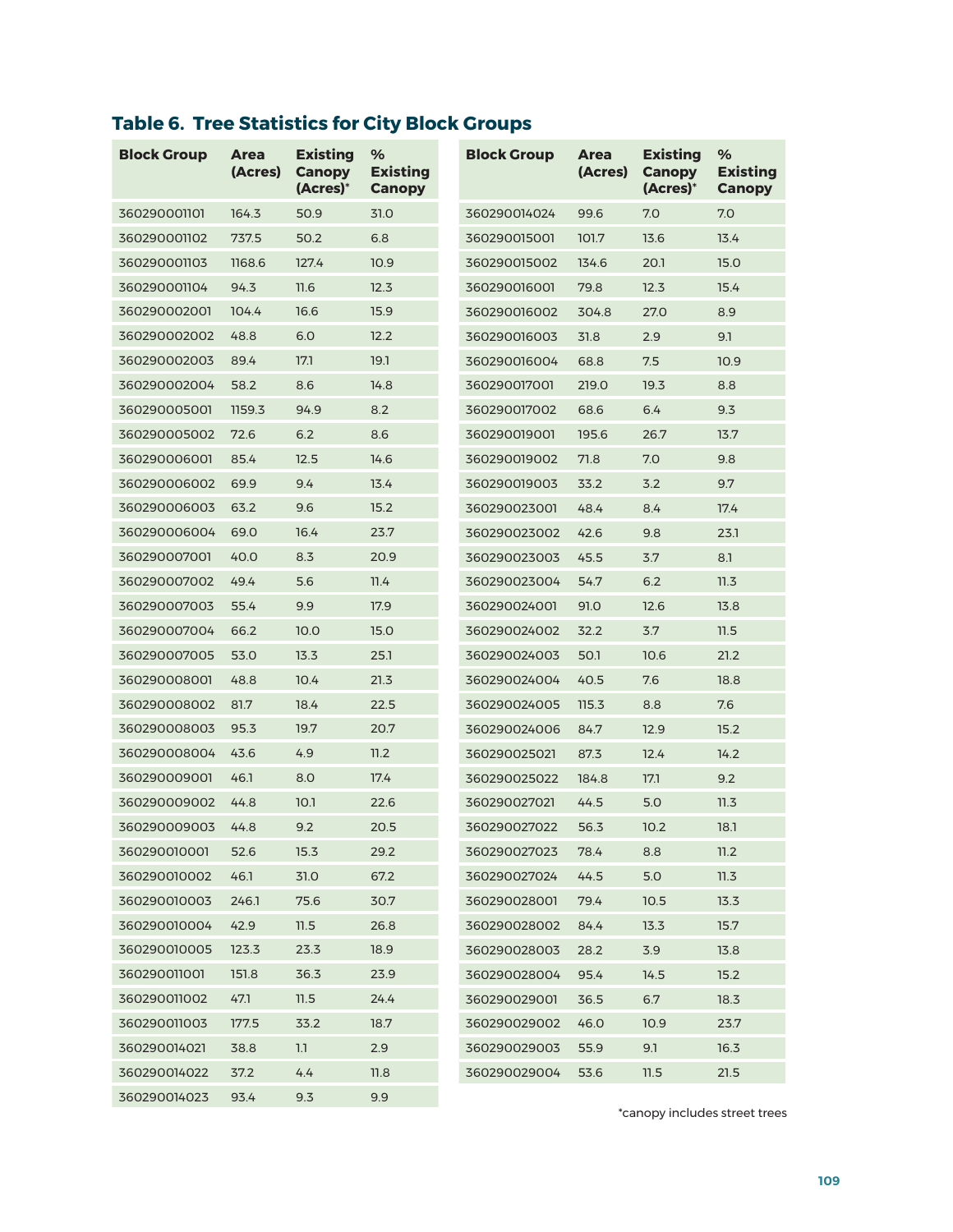## Table 6. Tree Statistics for City Block Groups

| Block Group | Area (Acres) | Existing Canopy (Acres)* | % Existing Canopy |
|---|---|---|---|
| 360290001101 | 164.3 | 50.9 | 31.0 |
| 360290001102 | 737.5 | 50.2 | 6.8 |
| 360290001103 | 1168.6 | 127.4 | 10.9 |
| 360290001104 | 94.3 | 11.6 | 12.3 |
| 360290002001 | 104.4 | 16.6 | 15.9 |
| 360290002002 | 48.8 | 6.0 | 12.2 |
| 360290002003 | 89.4 | 17.1 | 19.1 |
| 360290002004 | 58.2 | 8.6 | 14.8 |
| 360290005001 | 1159.3 | 94.9 | 8.2 |
| 360290005002 | 72.6 | 6.2 | 8.6 |
| 360290006001 | 85.4 | 12.5 | 14.6 |
| 360290006002 | 69.9 | 9.4 | 13.4 |
| 360290006003 | 63.2 | 9.6 | 15.2 |
| 360290006004 | 69.0 | 16.4 | 23.7 |
| 360290007001 | 40.0 | 8.3 | 20.9 |
| 360290007002 | 49.4 | 5.6 | 11.4 |
| 360290007003 | 55.4 | 9.9 | 17.9 |
| 360290007004 | 66.2 | 10.0 | 15.0 |
| 360290007005 | 53.0 | 13.3 | 25.1 |
| 360290008001 | 48.8 | 10.4 | 21.3 |
| 360290008002 | 81.7 | 18.4 | 22.5 |
| 360290008003 | 95.3 | 19.7 | 20.7 |
| 360290008004 | 43.6 | 4.9 | 11.2 |
| 360290009001 | 46.1 | 8.0 | 17.4 |
| 360290009002 | 44.8 | 10.1 | 22.6 |
| 360290009003 | 44.8 | 9.2 | 20.5 |
| 360290010001 | 52.6 | 15.3 | 29.2 |
| 360290010002 | 46.1 | 31.0 | 67.2 |
| 360290010003 | 246.1 | 75.6 | 30.7 |
| 360290010004 | 42.9 | 11.5 | 26.8 |
| 360290010005 | 123.3 | 23.3 | 18.9 |
| 360290011001 | 151.8 | 36.3 | 23.9 |
| 360290011002 | 47.1 | 11.5 | 24.4 |
| 360290011003 | 177.5 | 33.2 | 18.7 |
| 360290014021 | 38.8 | 1.1 | 2.9 |
| 360290014022 | 37.2 | 4.4 | 11.8 |
| 360290014023 | 93.4 | 9.3 | 9.9 |
| 360290014024 | 99.6 | 7.0 | 7.0 |
| 360290015001 | 101.7 | 13.6 | 13.4 |
| 360290015002 | 134.6 | 20.1 | 15.0 |
| 360290016001 | 79.8 | 12.3 | 15.4 |
| 360290016002 | 304.8 | 27.0 | 8.9 |
| 360290016003 | 31.8 | 2.9 | 9.1 |
| 360290016004 | 68.8 | 7.5 | 10.9 |
| 360290017001 | 219.0 | 19.3 | 8.8 |
| 360290017002 | 68.6 | 6.4 | 9.3 |
| 360290019001 | 195.6 | 26.7 | 13.7 |
| 360290019002 | 71.8 | 7.0 | 9.8 |
| 360290019003 | 33.2 | 3.2 | 9.7 |
| 360290023001 | 48.4 | 8.4 | 17.4 |
| 360290023002 | 42.6 | 9.8 | 23.1 |
| 360290023003 | 45.5 | 3.7 | 8.1 |
| 360290023004 | 54.7 | 6.2 | 11.3 |
| 360290024001 | 91.0 | 12.6 | 13.8 |
| 360290024002 | 32.2 | 3.7 | 11.5 |
| 360290024003 | 50.1 | 10.6 | 21.2 |
| 360290024004 | 40.5 | 7.6 | 18.8 |
| 360290024005 | 115.3 | 8.8 | 7.6 |
| 360290024006 | 84.7 | 12.9 | 15.2 |
| 360290025021 | 87.3 | 12.4 | 14.2 |
| 360290025022 | 184.8 | 17.1 | 9.2 |
| 360290027021 | 44.5 | 5.0 | 11.3 |
| 360290027022 | 56.3 | 10.2 | 18.1 |
| 360290027023 | 78.4 | 8.8 | 11.2 |
| 360290027024 | 44.5 | 5.0 | 11.3 |
| 360290028001 | 79.4 | 10.5 | 13.3 |
| 360290028002 | 84.4 | 13.3 | 15.7 |
| 360290028003 | 28.2 | 3.9 | 13.8 |
| 360290028004 | 95.4 | 14.5 | 15.2 |
| 360290029001 | 36.5 | 6.7 | 18.3 |
| 360290029002 | 46.0 | 10.9 | 23.7 |
| 360290029003 | 55.9 | 9.1 | 16.3 |
| 360290029004 | 53.6 | 11.5 | 21.5 |

*canopy includes street trees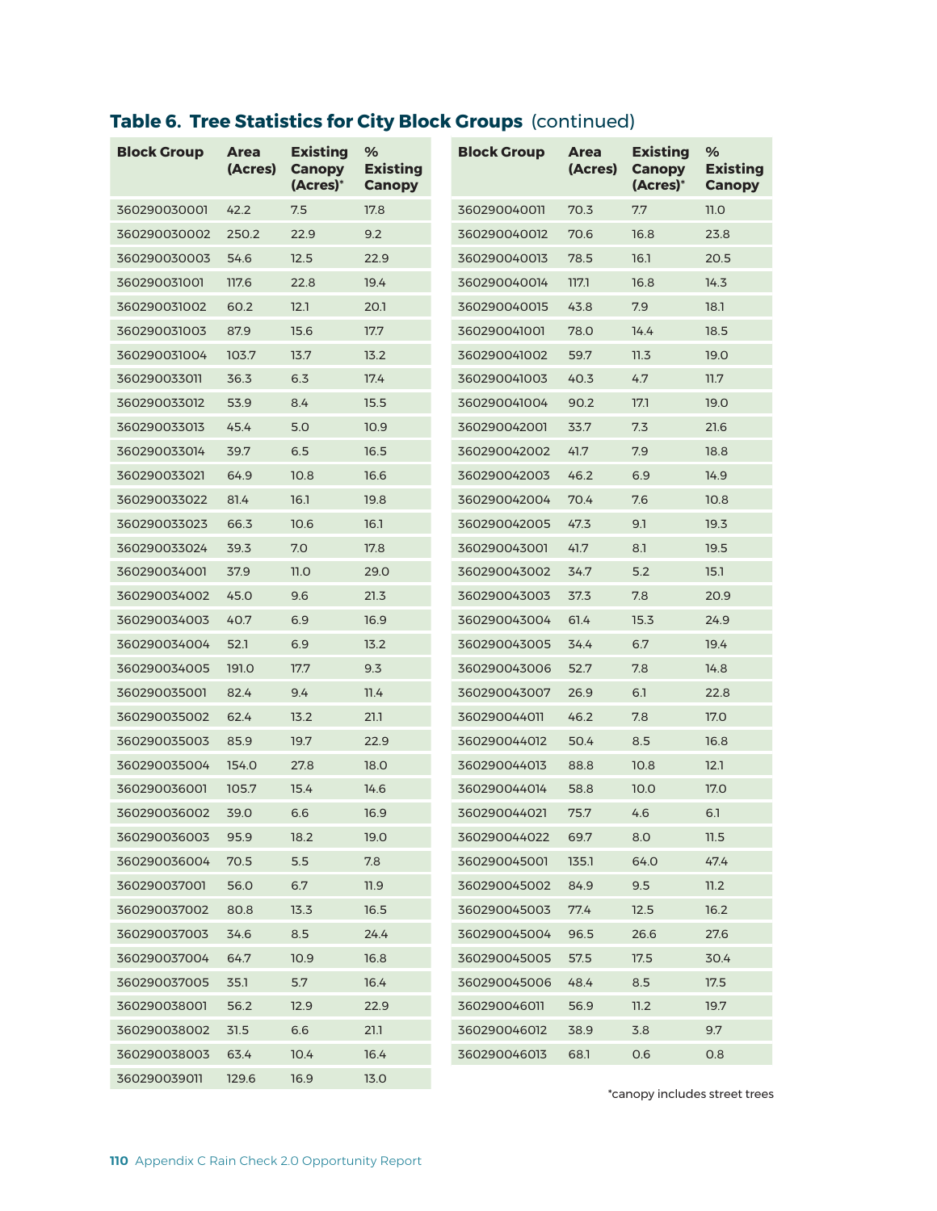## Table 6. Tree Statistics for City Block Groups (continued)

| Block Group | Area (Acres) | Existing Canopy (Acres)* | % Existing Canopy |
|---|---|---|---|
| 360290030001 | 42.2 | 7.5 | 17.8 |
| 360290030002 | 250.2 | 22.9 | 9.2 |
| 360290030003 | 54.6 | 12.5 | 22.9 |
| 360290031001 | 117.6 | 22.8 | 19.4 |
| 360290031002 | 60.2 | 12.1 | 20.1 |
| 360290031003 | 87.9 | 15.6 | 17.7 |
| 360290031004 | 103.7 | 13.7 | 13.2 |
| 360290033011 | 36.3 | 6.3 | 17.4 |
| 360290033012 | 53.9 | 8.4 | 15.5 |
| 360290033013 | 45.4 | 5.0 | 10.9 |
| 360290033014 | 39.7 | 6.5 | 16.5 |
| 360290033021 | 64.9 | 10.8 | 16.6 |
| 360290033022 | 81.4 | 16.1 | 19.8 |
| 360290033023 | 66.3 | 10.6 | 16.1 |
| 360290033024 | 39.3 | 7.0 | 17.8 |
| 360290034001 | 37.9 | 11.0 | 29.0 |
| 360290034002 | 45.0 | 9.6 | 21.3 |
| 360290034003 | 40.7 | 6.9 | 16.9 |
| 360290034004 | 52.1 | 6.9 | 13.2 |
| 360290034005 | 191.0 | 17.7 | 9.3 |
| 360290035001 | 82.4 | 9.4 | 11.4 |
| 360290035002 | 62.4 | 13.2 | 21.1 |
| 360290035003 | 85.9 | 19.7 | 22.9 |
| 360290035004 | 154.0 | 27.8 | 18.0 |
| 360290036001 | 105.7 | 15.4 | 14.6 |
| 360290036002 | 39.0 | 6.6 | 16.9 |
| 360290036003 | 95.9 | 18.2 | 19.0 |
| 360290036004 | 70.5 | 5.5 | 7.8 |
| 360290037001 | 56.0 | 6.7 | 11.9 |
| 360290037002 | 80.8 | 13.3 | 16.5 |
| 360290037003 | 34.6 | 8.5 | 24.4 |
| 360290037004 | 64.7 | 10.9 | 16.8 |
| 360290037005 | 35.1 | 5.7 | 16.4 |
| 360290038001 | 56.2 | 12.9 | 22.9 |
| 360290038002 | 31.5 | 6.6 | 21.1 |
| 360290038003 | 63.4 | 10.4 | 16.4 |
| 360290039011 | 129.6 | 16.9 | 13.0 |
| 360290040011 | 70.3 | 7.7 | 11.0 |
| 360290040012 | 70.6 | 16.8 | 23.8 |
| 360290040013 | 78.5 | 16.1 | 20.5 |
| 360290040014 | 117.1 | 16.8 | 14.3 |
| 360290040015 | 43.8 | 7.9 | 18.1 |
| 360290041001 | 78.0 | 14.4 | 18.5 |
| 360290041002 | 59.7 | 11.3 | 19.0 |
| 360290041003 | 40.3 | 4.7 | 11.7 |
| 360290041004 | 90.2 | 17.1 | 19.0 |
| 360290042001 | 33.7 | 7.3 | 21.6 |
| 360290042002 | 41.7 | 7.9 | 18.8 |
| 360290042003 | 46.2 | 6.9 | 14.9 |
| 360290042004 | 70.4 | 7.6 | 10.8 |
| 360290042005 | 47.3 | 9.1 | 19.3 |
| 360290043001 | 41.7 | 8.1 | 19.5 |
| 360290043002 | 34.7 | 5.2 | 15.1 |
| 360290043003 | 37.3 | 7.8 | 20.9 |
| 360290043004 | 61.4 | 15.3 | 24.9 |
| 360290043005 | 34.4 | 6.7 | 19.4 |
| 360290043006 | 52.7 | 7.8 | 14.8 |
| 360290043007 | 26.9 | 6.1 | 22.8 |
| 360290044011 | 46.2 | 7.8 | 17.0 |
| 360290044012 | 50.4 | 8.5 | 16.8 |
| 360290044013 | 88.8 | 10.8 | 12.1 |
| 360290044014 | 58.8 | 10.0 | 17.0 |
| 360290044021 | 75.7 | 4.6 | 6.1 |
| 360290044022 | 69.7 | 8.0 | 11.5 |
| 360290045001 | 135.1 | 64.0 | 47.4 |
| 360290045002 | 84.9 | 9.5 | 11.2 |
| 360290045003 | 77.4 | 12.5 | 16.2 |
| 360290045004 | 96.5 | 26.6 | 27.6 |
| 360290045005 | 57.5 | 17.5 | 30.4 |
| 360290045006 | 48.4 | 8.5 | 17.5 |
| 360290046011 | 56.9 | 11.2 | 19.7 |
| 360290046012 | 38.9 | 3.8 | 9.7 |
| 360290046013 | 68.1 | 0.6 | 0.8 |

*canopy includes street trees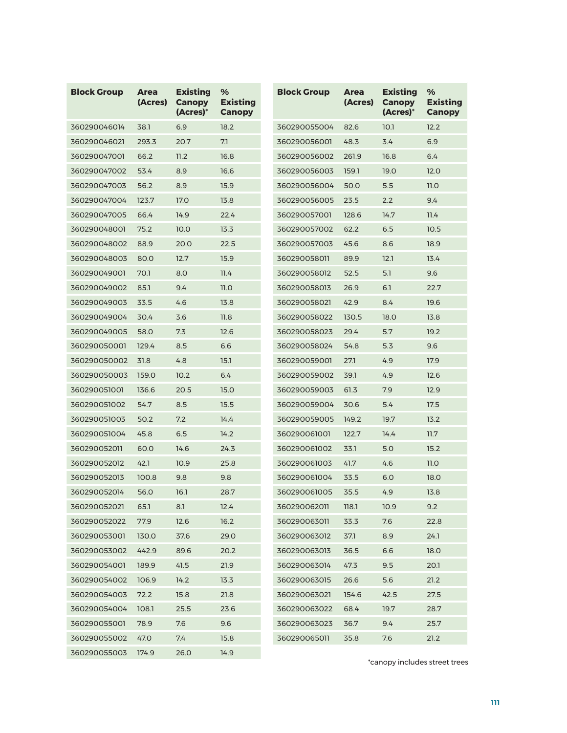| Block Group | Area (Acres) | Existing Canopy (Acres)* | % Existing Canopy |
|---|---|---|---|
| 360290046014 | 38.1 | 6.9 | 18.2 |
| 360290046021 | 293.3 | 20.7 | 7.1 |
| 360290047001 | 66.2 | 11.2 | 16.8 |
| 360290047002 | 53.4 | 8.9 | 16.6 |
| 360290047003 | 56.2 | 8.9 | 15.9 |
| 360290047004 | 123.7 | 17.0 | 13.8 |
| 360290047005 | 66.4 | 14.9 | 22.4 |
| 360290048001 | 75.2 | 10.0 | 13.3 |
| 360290048002 | 88.9 | 20.0 | 22.5 |
| 360290048003 | 80.0 | 12.7 | 15.9 |
| 360290049001 | 70.1 | 8.0 | 11.4 |
| 360290049002 | 85.1 | 9.4 | 11.0 |
| 360290049003 | 33.5 | 4.6 | 13.8 |
| 360290049004 | 30.4 | 3.6 | 11.8 |
| 360290049005 | 58.0 | 7.3 | 12.6 |
| 360290050001 | 129.4 | 8.5 | 6.6 |
| 360290050002 | 31.8 | 4.8 | 15.1 |
| 360290050003 | 159.0 | 10.2 | 6.4 |
| 360290051001 | 136.6 | 20.5 | 15.0 |
| 360290051002 | 54.7 | 8.5 | 15.5 |
| 360290051003 | 50.2 | 7.2 | 14.4 |
| 360290051004 | 45.8 | 6.5 | 14.2 |
| 360290052011 | 60.0 | 14.6 | 24.3 |
| 360290052012 | 42.1 | 10.9 | 25.8 |
| 360290052013 | 100.8 | 9.8 | 9.8 |
| 360290052014 | 56.0 | 16.1 | 28.7 |
| 360290052021 | 65.1 | 8.1 | 12.4 |
| 360290052022 | 77.9 | 12.6 | 16.2 |
| 360290053001 | 130.0 | 37.6 | 29.0 |
| 360290053002 | 442.9 | 89.6 | 20.2 |
| 360290054001 | 189.9 | 41.5 | 21.9 |
| 360290054002 | 106.9 | 14.2 | 13.3 |
| 360290054003 | 72.2 | 15.8 | 21.8 |
| 360290054004 | 108.1 | 25.5 | 23.6 |
| 360290055001 | 78.9 | 7.6 | 9.6 |
| 360290055002 | 47.0 | 7.4 | 15.8 |
| 360290055003 | 174.9 | 26.0 | 14.9 |
| 360290055004 | 82.6 | 10.1 | 12.2 |
| 360290056001 | 48.3 | 3.4 | 6.9 |
| 360290056002 | 261.9 | 16.8 | 6.4 |
| 360290056003 | 159.1 | 19.0 | 12.0 |
| 360290056004 | 50.0 | 5.5 | 11.0 |
| 360290056005 | 23.5 | 2.2 | 9.4 |
| 360290057001 | 128.6 | 14.7 | 11.4 |
| 360290057002 | 62.2 | 6.5 | 10.5 |
| 360290057003 | 45.6 | 8.6 | 18.9 |
| 360290058011 | 89.9 | 12.1 | 13.4 |
| 360290058012 | 52.5 | 5.1 | 9.6 |
| 360290058013 | 26.9 | 6.1 | 22.7 |
| 360290058021 | 42.9 | 8.4 | 19.6 |
| 360290058022 | 130.5 | 18.0 | 13.8 |
| 360290058023 | 29.4 | 5.7 | 19.2 |
| 360290058024 | 54.8 | 5.3 | 9.6 |
| 360290059001 | 27.1 | 4.9 | 17.9 |
| 360290059002 | 39.1 | 4.9 | 12.6 |
| 360290059003 | 61.3 | 7.9 | 12.9 |
| 360290059004 | 30.6 | 5.4 | 17.5 |
| 360290059005 | 149.2 | 19.7 | 13.2 |
| 360290061001 | 122.7 | 14.4 | 11.7 |
| 360290061002 | 33.1 | 5.0 | 15.2 |
| 360290061003 | 41.7 | 4.6 | 11.0 |
| 360290061004 | 33.5 | 6.0 | 18.0 |
| 360290061005 | 35.5 | 4.9 | 13.8 |
| 360290062011 | 118.1 | 10.9 | 9.2 |
| 360290063011 | 33.3 | 7.6 | 22.8 |
| 360290063012 | 37.1 | 8.9 | 24.1 |
| 360290063013 | 36.5 | 6.6 | 18.0 |
| 360290063014 | 47.3 | 9.5 | 20.1 |
| 360290063015 | 26.6 | 5.6 | 21.2 |
| 360290063021 | 154.6 | 42.5 | 27.5 |
| 360290063022 | 68.4 | 19.7 | 28.7 |
| 360290063023 | 36.7 | 9.4 | 25.7 |
| 360290065011 | 35.8 | 7.6 | 21.2 |

*canopy includes street trees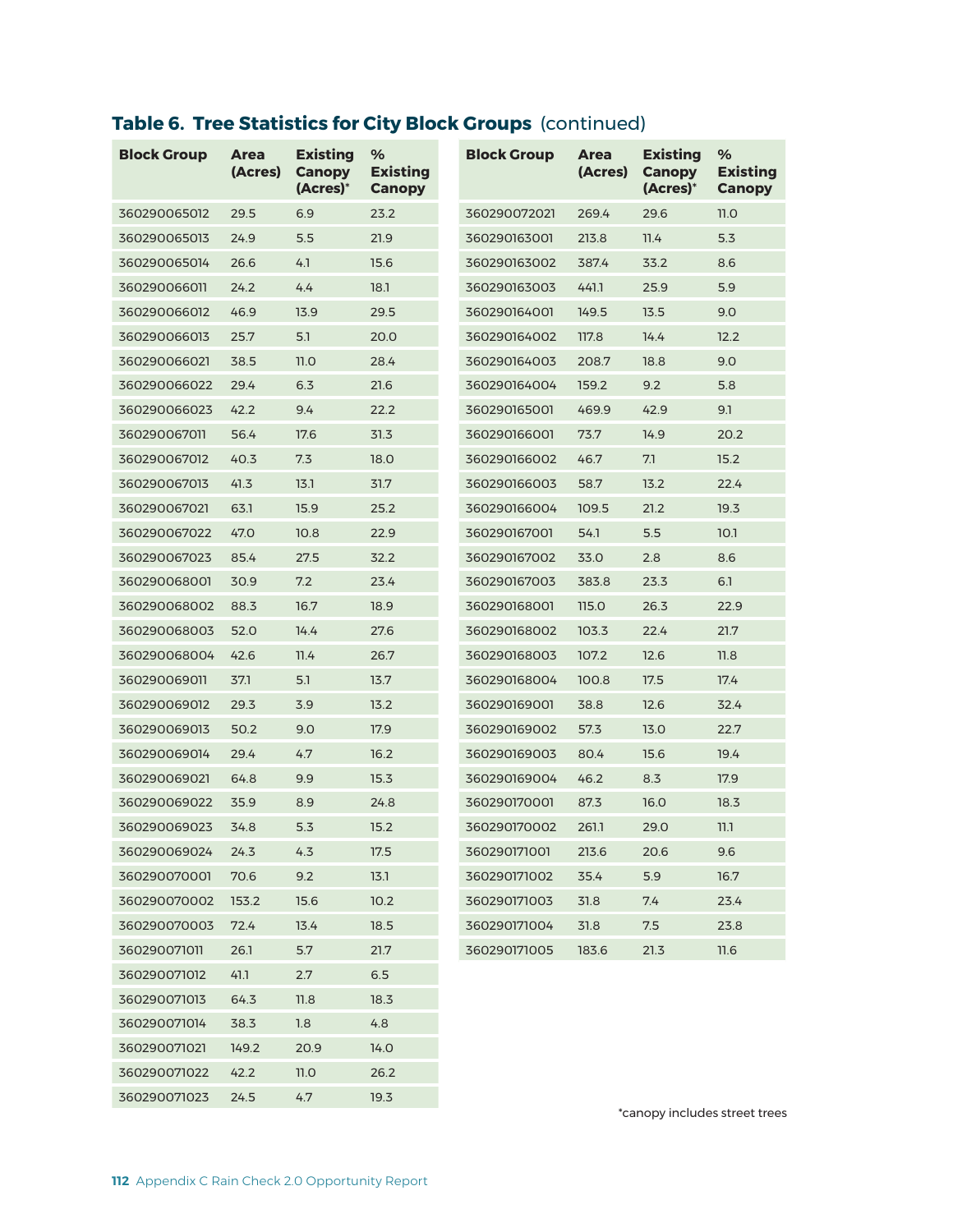## Table 6. Tree Statistics for City Block Groups (continued)

| Block Group | Area (Acres) | Existing Canopy (Acres)* | % Existing Canopy |
|---|---|---|---|
| 360290065012 | 29.5 | 6.9 | 23.2 |
| 360290065013 | 24.9 | 5.5 | 21.9 |
| 360290065014 | 26.6 | 4.1 | 15.6 |
| 360290066011 | 24.2 | 4.4 | 18.1 |
| 360290066012 | 46.9 | 13.9 | 29.5 |
| 360290066013 | 25.7 | 5.1 | 20.0 |
| 360290066021 | 38.5 | 11.0 | 28.4 |
| 360290066022 | 29.4 | 6.3 | 21.6 |
| 360290066023 | 42.2 | 9.4 | 22.2 |
| 360290067011 | 56.4 | 17.6 | 31.3 |
| 360290067012 | 40.3 | 7.3 | 18.0 |
| 360290067013 | 41.3 | 13.1 | 31.7 |
| 360290067021 | 63.1 | 15.9 | 25.2 |
| 360290067022 | 47.0 | 10.8 | 22.9 |
| 360290067023 | 85.4 | 27.5 | 32.2 |
| 360290068001 | 30.9 | 7.2 | 23.4 |
| 360290068002 | 88.3 | 16.7 | 18.9 |
| 360290068003 | 52.0 | 14.4 | 27.6 |
| 360290068004 | 42.6 | 11.4 | 26.7 |
| 360290069011 | 37.1 | 5.1 | 13.7 |
| 360290069012 | 29.3 | 3.9 | 13.2 |
| 360290069013 | 50.2 | 9.0 | 17.9 |
| 360290069014 | 29.4 | 4.7 | 16.2 |
| 360290069021 | 64.8 | 9.9 | 15.3 |
| 360290069022 | 35.9 | 8.9 | 24.8 |
| 360290069023 | 34.8 | 5.3 | 15.2 |
| 360290069024 | 24.3 | 4.3 | 17.5 |
| 360290070001 | 70.6 | 9.2 | 13.1 |
| 360290070002 | 153.2 | 15.6 | 10.2 |
| 360290070003 | 72.4 | 13.4 | 18.5 |
| 360290071011 | 26.1 | 5.7 | 21.7 |
| 360290071012 | 41.1 | 2.7 | 6.5 |
| 360290071013 | 64.3 | 11.8 | 18.3 |
| 360290071014 | 38.3 | 1.8 | 4.8 |
| 360290071021 | 149.2 | 20.9 | 14.0 |
| 360290071022 | 42.2 | 11.0 | 26.2 |
| 360290071023 | 24.5 | 4.7 | 19.3 |
| 360290072021 | 269.4 | 29.6 | 11.0 |
| 360290163001 | 213.8 | 11.4 | 5.3 |
| 360290163002 | 387.4 | 33.2 | 8.6 |
| 360290163003 | 441.1 | 25.9 | 5.9 |
| 360290164001 | 149.5 | 13.5 | 9.0 |
| 360290164002 | 117.8 | 14.4 | 12.2 |
| 360290164003 | 208.7 | 18.8 | 9.0 |
| 360290164004 | 159.2 | 9.2 | 5.8 |
| 360290165001 | 469.9 | 42.9 | 9.1 |
| 360290166001 | 73.7 | 14.9 | 20.2 |
| 360290166002 | 46.7 | 7.1 | 15.2 |
| 360290166003 | 58.7 | 13.2 | 22.4 |
| 360290166004 | 109.5 | 21.2 | 19.3 |
| 360290167001 | 54.1 | 5.5 | 10.1 |
| 360290167002 | 33.0 | 2.8 | 8.6 |
| 360290167003 | 383.8 | 23.3 | 6.1 |
| 360290168001 | 115.0 | 26.3 | 22.9 |
| 360290168002 | 103.3 | 22.4 | 21.7 |
| 360290168003 | 107.2 | 12.6 | 11.8 |
| 360290168004 | 100.8 | 17.5 | 17.4 |
| 360290169001 | 38.8 | 12.6 | 32.4 |
| 360290169002 | 57.3 | 13.0 | 22.7 |
| 360290169003 | 80.4 | 15.6 | 19.4 |
| 360290169004 | 46.2 | 8.3 | 17.9 |
| 360290170001 | 87.3 | 16.0 | 18.3 |
| 360290170002 | 261.1 | 29.0 | 11.1 |
| 360290171001 | 213.6 | 20.6 | 9.6 |
| 360290171002 | 35.4 | 5.9 | 16.7 |
| 360290171003 | 31.8 | 7.4 | 23.4 |
| 360290171004 | 31.8 | 7.5 | 23.8 |
| 360290171005 | 183.6 | 21.3 | 11.6 |

*canopy includes street trees